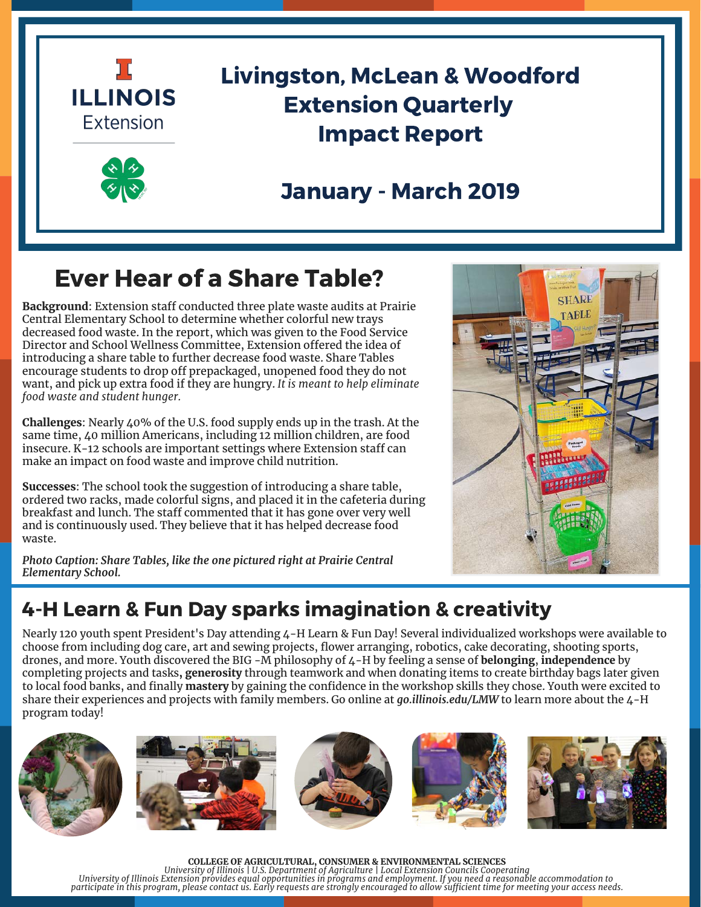ILLINOIS
Extension

# Livingston, McLean & Woodford Extension Quarterly Impact Report

## January - March 2019

## Ever Hear of a Share Table?

**Background**: Extension staff conducted three plate waste audits at Prairie Central Elementary School to determine whether colorful new trays decreased food waste. In the report, which was given to the Food Service Director and School Wellness Committee, Extension offered the idea of introducing a share table to further decrease food waste. Share Tables encourage students to drop off prepackaged, unopened food they do not want, and pick up extra food if they are hungry. *It is meant to help eliminate food waste and student hunger.*

**Challenges**: Nearly 40% of the U.S. food supply ends up in the trash. At the same time, 40 million Americans, including 12 million children, are food insecure. K-12 schools are important settings where Extension staff can make an impact on food waste and improve child nutrition.

**Successes**: The school took the suggestion of introducing a share table, ordered two racks, made colorful signs, and placed it in the cafeteria during breakfast and lunch. The staff commented that it has gone over very well and is continuously used. They believe that it has helped decrease food waste.

*Photo Caption: Share Tables, like the one pictured right at Prairie Central Elementary School.*

## 4-H Learn & Fun Day sparks imagination & creativity

Nearly 120 youth spent President's Day attending 4-H Learn & Fun Day! Several individualized workshops were available to choose from including dog care, art and sewing projects, flower arranging, robotics, cake decorating, shooting sports, drones, and more. Youth discovered the BIG -M philosophy of 4-H by feeling a sense of **belonging**, **independence** by completing projects and tasks**, generosity** through teamwork and when donating items to create birthday bags later given to local food banks, and finally **mastery** by gaining the confidence in the workshop skills they chose. Youth were excited to share their experiences and projects with family members. Go online at *go.illinois.edu/LMW* to learn more about the 4-H program today!

**COLLEGE OF AGRICULTURAL, CONSUMER & ENVIRONMENTAL SCIENCES**
*University of Illinois | U.S. Department of Agriculture | Local Extension Councils Cooperating*
*University of Illinois Extension provides equal opportunities in programs and employment. If you need a reasonable accommodation to participate in this program, please contact us. Early requests are strongly encouraged to allow sufficient time for meeting your access needs.*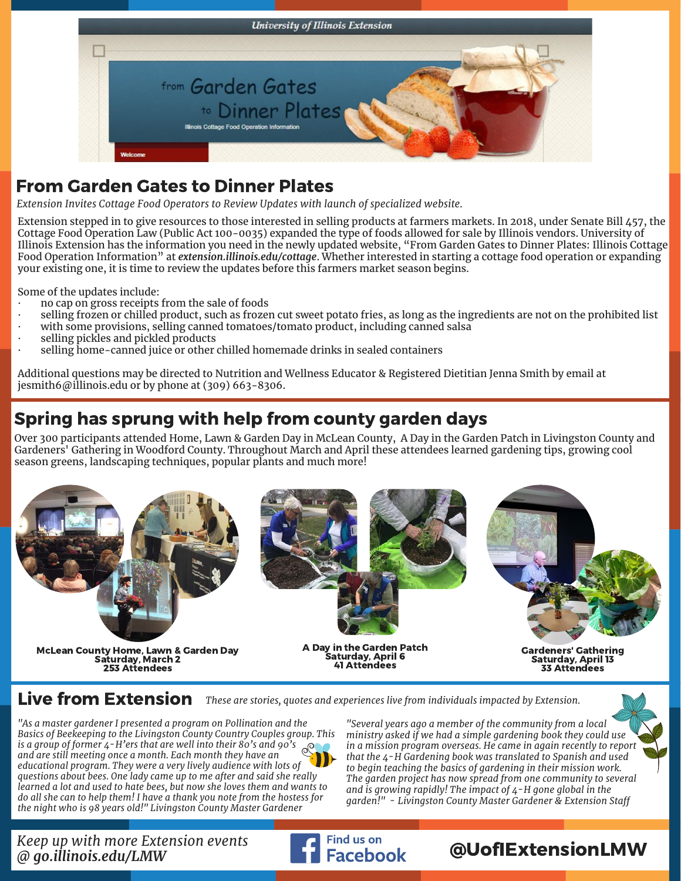University of Illinois Extension

from Garden Gates to Dinner Plates

Illinois Cottage Food Operation Information

Welcome

## From Garden Gates to Dinner Plates

*Extension Invites Cottage Food Operators to Review Updates with launch of specialized website.*

Extension stepped in to give resources to those interested in selling products at farmers markets. In 2018, under Senate Bill 457, the Cottage Food Operation Law (Public Act 100-0035) expanded the type of foods allowed for sale by Illinois vendors. University of Illinois Extension has the information you need in the newly updated website, "From Garden Gates to Dinner Plates: Illinois Cottage Food Operation Information" at ***extension.illinois.edu/cottage***. Whether interested in starting a cottage food operation or expanding your existing one, it is time to review the updates before this farmers market season begins.

Some of the updates include:

- no cap on gross receipts from the sale of foods
- selling frozen or chilled product, such as frozen cut sweet potato fries, as long as the ingredients are not on the prohibited list
- with some provisions, selling canned tomatoes/tomato product, including canned salsa
- selling pickles and pickled products
- selling home-canned juice or other chilled homemade drinks in sealed containers

Additional questions may be directed to Nutrition and Wellness Educator & Registered Dietitian Jenna Smith by email at jesmith6@illinois.edu or by phone at (309) 663-8306.

## Spring has sprung with help from county garden days

Over 300 participants attended Home, Lawn & Garden Day in McLean County, A Day in the Garden Patch in Livingston County and Gardeners' Gathering in Woodford County. Throughout March and April these attendees learned gardening tips, growing cool season greens, landscaping techniques, popular plants and much more!

**McLean County Home, Lawn & Garden Day**
**Saturday, March 2**
**253 Attendees**

**A Day in the Garden Patch**
**Saturday, April 6**
**41 Attendees**

**Gardeners' Gathering**
**Saturday, April 13**
**33 Attendees**

## Live from Extension

*These are stories, quotes and experiences live from individuals impacted by Extension.*

*"As a master gardener I presented a program on Pollination and the Basics of Beekeeping to the Livingston County Country Couples group. This is a group of former 4-H'ers that are well into their 80's and 90's and are still meeting once a month. Each month they have an educational program. They were a very lively audience with lots of questions about bees. One lady came up to me after and said she really learned a lot and used to hate bees, but now she loves them and wants to do all she can to help them! I have a thank you note from the hostess for the night who is 98 years old!" Livingston County Master Gardener*

*"Several years ago a member of the community from a local ministry asked if we had a simple gardening book they could use in a mission program overseas. He came in again recently to report that the 4-H Gardening book was translated to Spanish and used to begin teaching the basics of gardening in their mission work. The garden project has now spread from one community to several and is growing rapidly! The impact of 4-H gone global in the garden!" - Livingston County Master Gardener & Extension Staff*

*Keep up with more Extension events @ go.illinois.edu/LMW*

Find us on Facebook

**@UofIExtensionLMW**